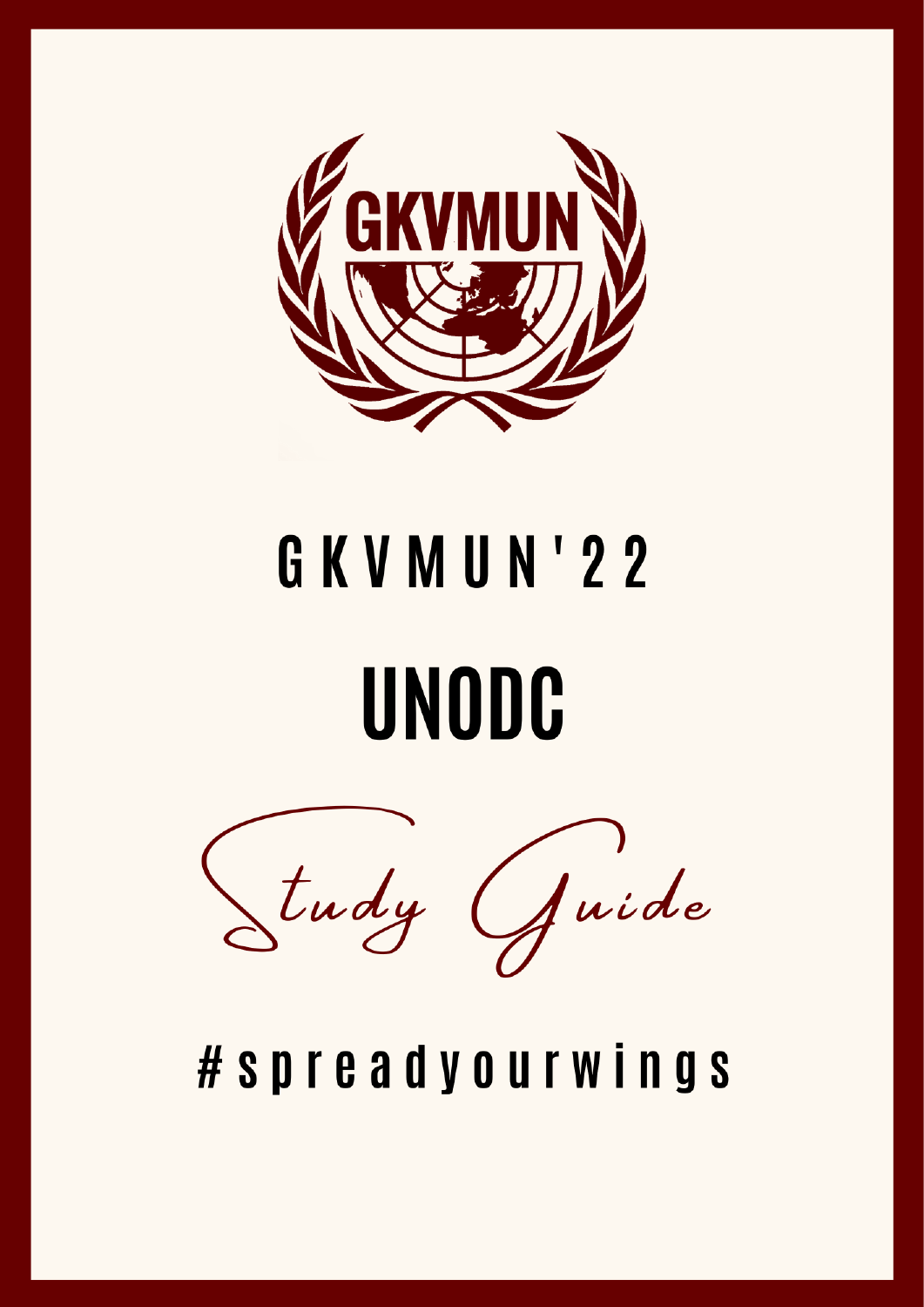GKVMUN

# GKVMUN'22

# UNODC

*Study Guide*

#spreadyourwings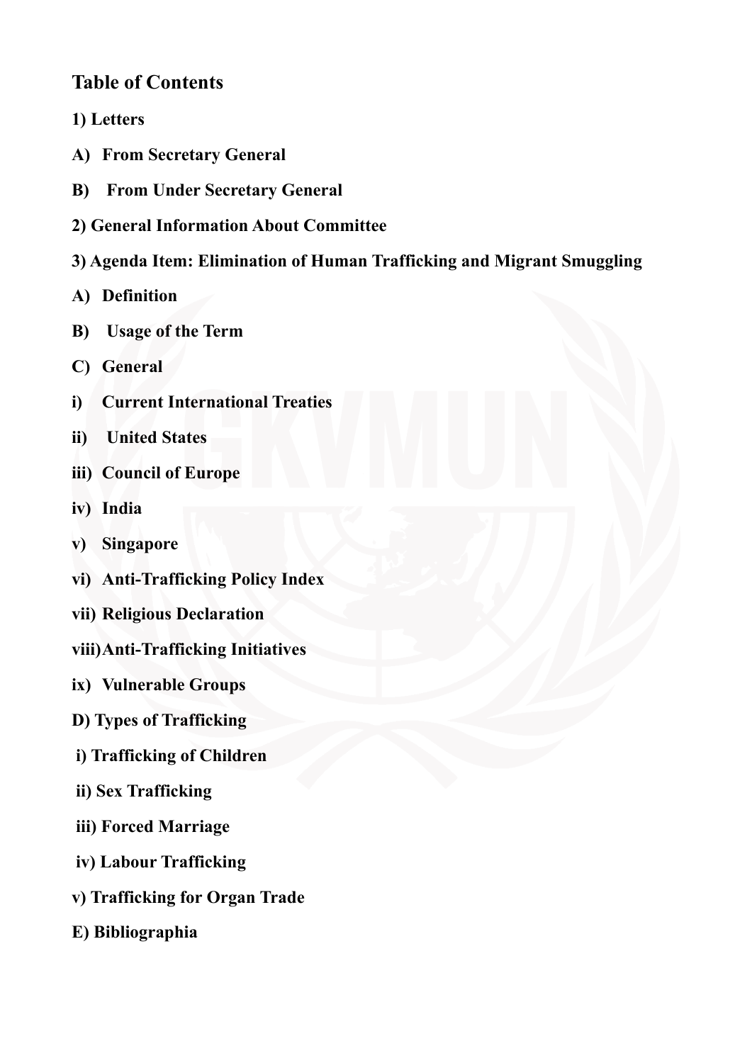## Table of Contents

**1) Letters**

**A) From Secretary General**

**B) From Under Secretary General**

**2) General Information About Committee**

**3) Agenda Item: Elimination of Human Trafficking and Migrant Smuggling**

**A) Definition**

**B) Usage of the Term**

**C) General**

**i) Current International Treaties**

**ii) United States**

**iii) Council of Europe**

**iv) India**

**v) Singapore**

**vi) Anti-Trafficking Policy Index**

**vii) Religious Declaration**

**viii) Anti-Trafficking Initiatives**

**ix) Vulnerable Groups**

**D) Types of Trafficking**

**i) Trafficking of Children**

**ii) Sex Trafficking**

**iii) Forced Marriage**

**iv) Labour Trafficking**

**v) Trafficking for Organ Trade**

**E) Bibliographia**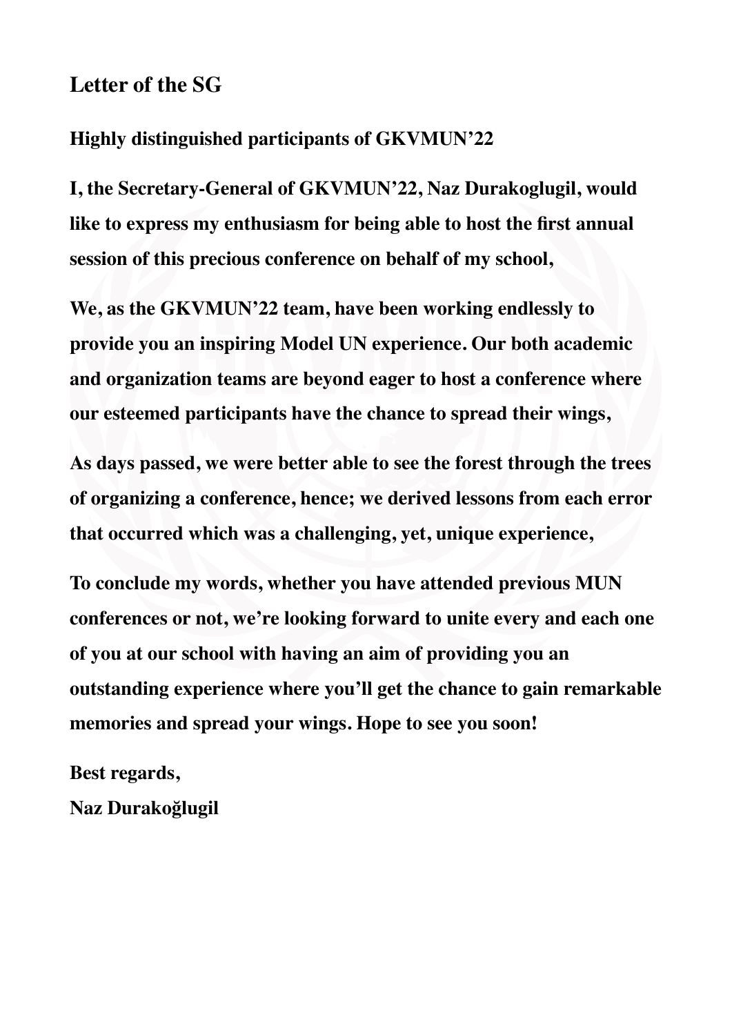## Letter of the SG

**Highly distinguished participants of GKVMUN'22**

**I, the Secretary-General of GKVMUN'22, Naz Durakoglugil, would like to express my enthusiasm for being able to host the first annual session of this precious conference on behalf of my school,**

**We, as the GKVMUN'22 team, have been working endlessly to provide you an inspiring Model UN experience. Our both academic and organization teams are beyond eager to host a conference where our esteemed participants have the chance to spread their wings,**

**As days passed, we were better able to see the forest through the trees of organizing a conference, hence; we derived lessons from each error that occurred which was a challenging, yet, unique experience,**

**To conclude my words, whether you have attended previous MUN conferences or not, we're looking forward to unite every and each one of you at our school with having an aim of providing you an outstanding experience where you'll get the chance to gain remarkable memories and spread your wings. Hope to see you soon!**

**Best regards,**
**Naz Durakoğlugil**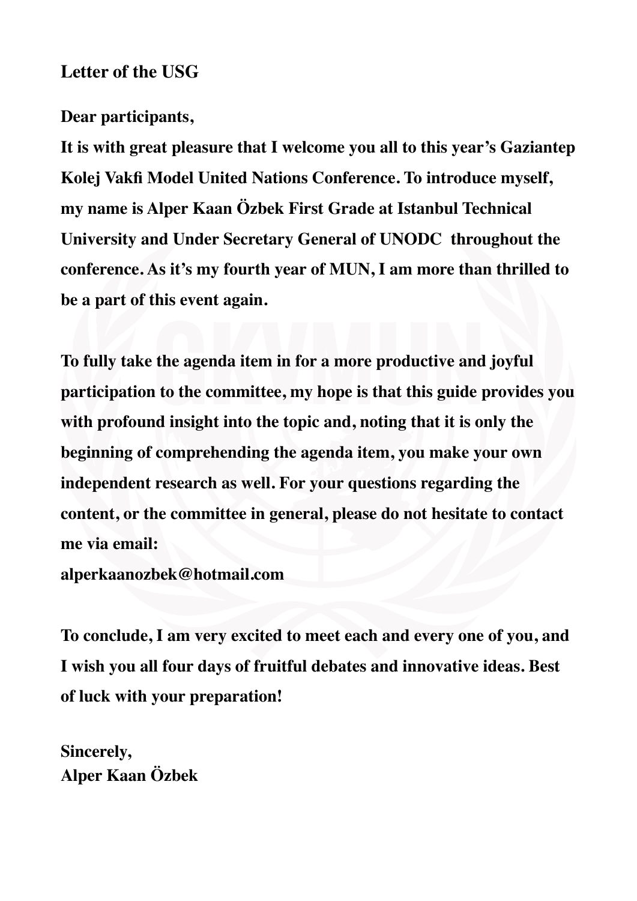# Letter of the USG

**Dear participants,**

**It is with great pleasure that I welcome you all to this year's Gaziantep Kolej Vakfi Model United Nations Conference. To introduce myself, my name is Alper Kaan Özbek First Grade at Istanbul Technical University and Under Secretary General of UNODC throughout the conference. As it's my fourth year of MUN, I am more than thrilled to be a part of this event again.**

**To fully take the agenda item in for a more productive and joyful participation to the committee, my hope is that this guide provides you with profound insight into the topic and, noting that it is only the beginning of comprehending the agenda item, you make your own independent research as well. For your questions regarding the content, or the committee in general, please do not hesitate to contact me via email:**
**alperkaanozbek@hotmail.com**

**To conclude, I am very excited to meet each and every one of you, and I wish you all four days of fruitful debates and innovative ideas. Best of luck with your preparation!**

**Sincerely,**
**Alper Kaan Özbek**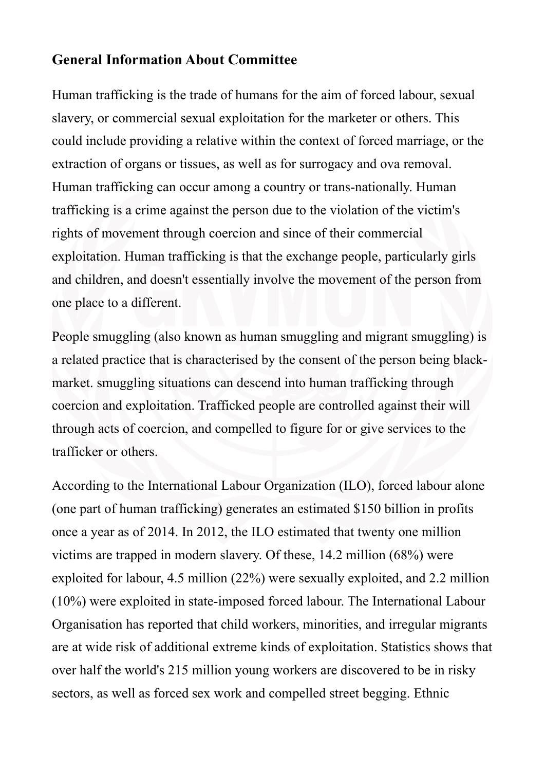## General Information About Committee

Human trafficking is the trade of humans for the aim of forced labour, sexual slavery, or commercial sexual exploitation for the marketer or others. This could include providing a relative within the context of forced marriage, or the extraction of organs or tissues, as well as for surrogacy and ova removal. Human trafficking can occur among a country or trans-nationally. Human trafficking is a crime against the person due to the violation of the victim's rights of movement through coercion and since of their commercial exploitation. Human trafficking is that the exchange people, particularly girls and children, and doesn't essentially involve the movement of the person from one place to a different.

People smuggling (also known as human smuggling and migrant smuggling) is a related practice that is characterised by the consent of the person being black-market. smuggling situations can descend into human trafficking through coercion and exploitation. Trafficked people are controlled against their will through acts of coercion, and compelled to figure for or give services to the trafficker or others.

According to the International Labour Organization (ILO), forced labour alone (one part of human trafficking) generates an estimated $150 billion in profits once a year as of 2014. In 2012, the ILO estimated that twenty one million victims are trapped in modern slavery. Of these, 14.2 million (68%) were exploited for labour, 4.5 million (22%) were sexually exploited, and 2.2 million (10%) were exploited in state-imposed forced labour. The International Labour Organisation has reported that child workers, minorities, and irregular migrants are at wide risk of additional extreme kinds of exploitation. Statistics shows that over half the world's 215 million young workers are discovered to be in risky sectors, as well as forced sex work and compelled street begging. Ethnic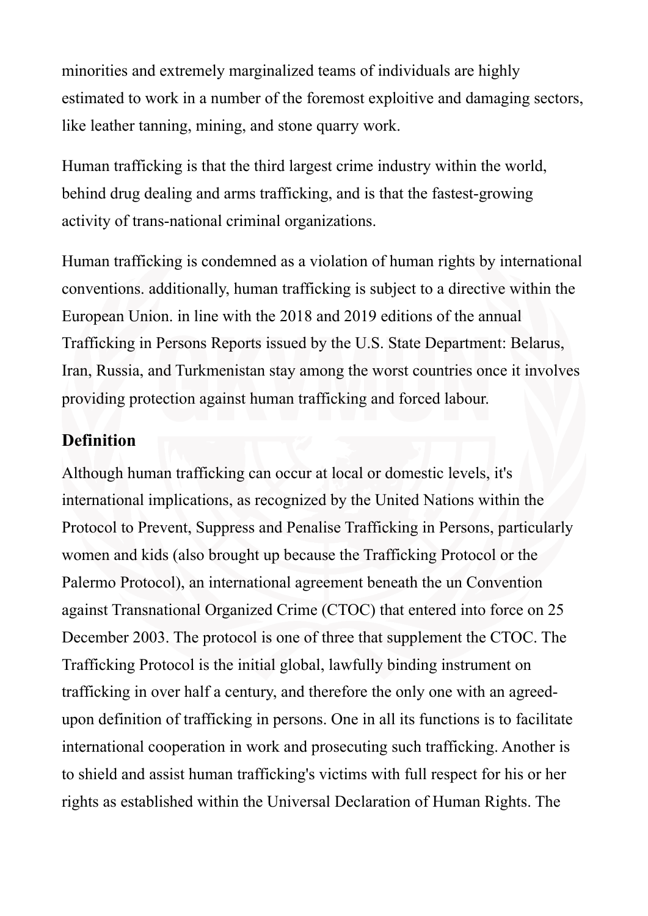minorities and extremely marginalized teams of individuals are highly estimated to work in a number of the foremost exploitive and damaging sectors, like leather tanning, mining, and stone quarry work.

Human trafficking is that the third largest crime industry within the world, behind drug dealing and arms trafficking, and is that the fastest-growing activity of trans-national criminal organizations.

Human trafficking is condemned as a violation of human rights by international conventions. additionally, human trafficking is subject to a directive within the European Union. in line with the 2018 and 2019 editions of the annual Trafficking in Persons Reports issued by the U.S. State Department: Belarus, Iran, Russia, and Turkmenistan stay among the worst countries once it involves providing protection against human trafficking and forced labour.

## Definition

Although human trafficking can occur at local or domestic levels, it's international implications, as recognized by the United Nations within the Protocol to Prevent, Suppress and Penalise Trafficking in Persons, particularly women and kids (also brought up because the Trafficking Protocol or the Palermo Protocol), an international agreement beneath the un Convention against Transnational Organized Crime (CTOC) that entered into force on 25 December 2003. The protocol is one of three that supplement the CTOC. The Trafficking Protocol is the initial global, lawfully binding instrument on trafficking in over half a century, and therefore the only one with an agreed-upon definition of trafficking in persons. One in all its functions is to facilitate international cooperation in work and prosecuting such trafficking. Another is to shield and assist human trafficking's victims with full respect for his or her rights as established within the Universal Declaration of Human Rights. The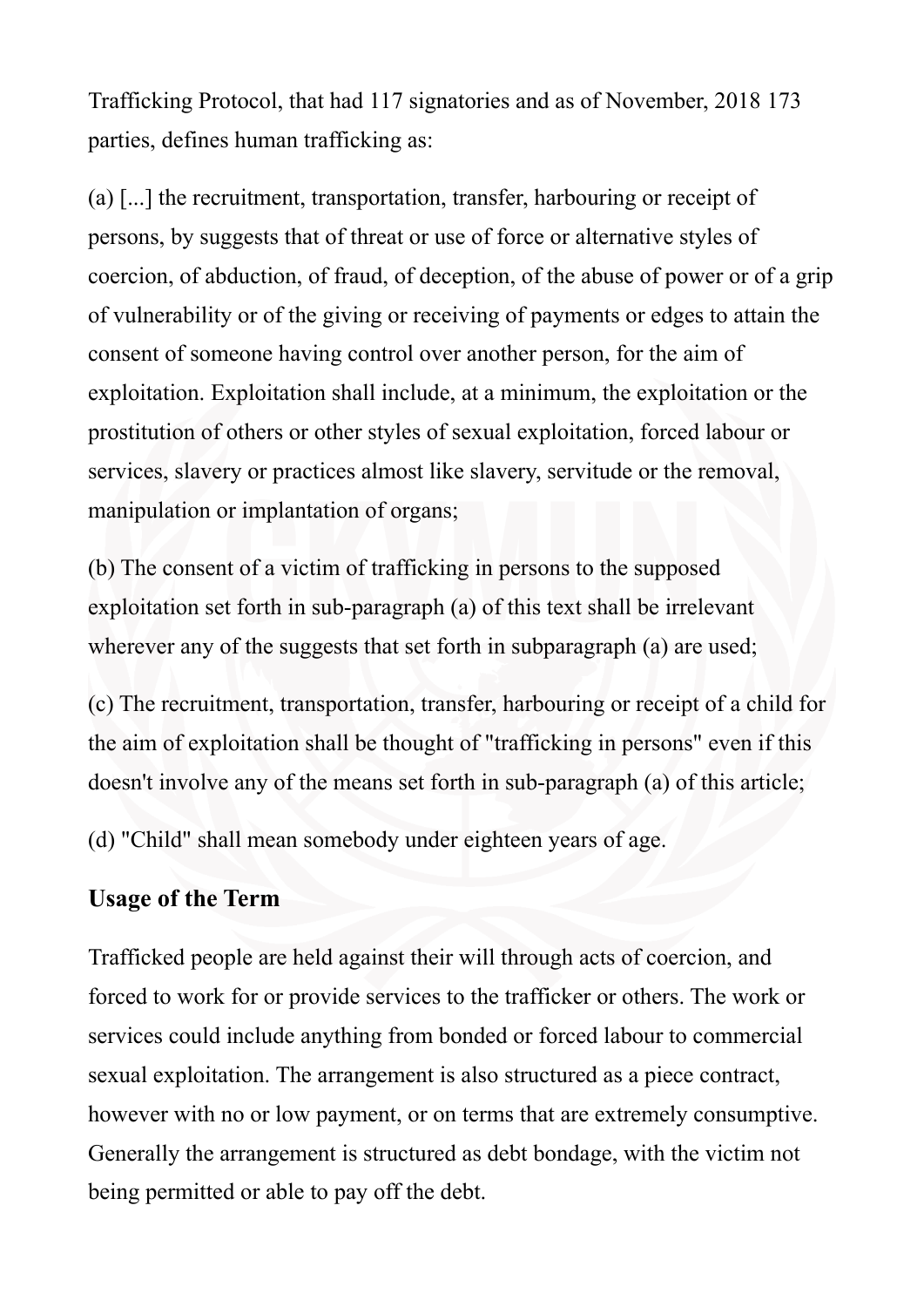Trafficking Protocol, that had 117 signatories and as of November, 2018 173 parties, defines human trafficking as:

(a) [...] the recruitment, transportation, transfer, harbouring or receipt of persons, by suggests that of threat or use of force or alternative styles of coercion, of abduction, of fraud, of deception, of the abuse of power or of a grip of vulnerability or of the giving or receiving of payments or edges to attain the consent of someone having control over another person, for the aim of exploitation. Exploitation shall include, at a minimum, the exploitation or the prostitution of others or other styles of sexual exploitation, forced labour or services, slavery or practices almost like slavery, servitude or the removal, manipulation or implantation of organs;

(b) The consent of a victim of trafficking in persons to the supposed exploitation set forth in sub-paragraph (a) of this text shall be irrelevant wherever any of the suggests that set forth in subparagraph (a) are used;

(c) The recruitment, transportation, transfer, harbouring or receipt of a child for the aim of exploitation shall be thought of "trafficking in persons" even if this doesn't involve any of the means set forth in sub-paragraph (a) of this article;

(d) "Child" shall mean somebody under eighteen years of age.

## Usage of the Term

Trafficked people are held against their will through acts of coercion, and forced to work for or provide services to the trafficker or others. The work or services could include anything from bonded or forced labour to commercial sexual exploitation. The arrangement is also structured as a piece contract, however with no or low payment, or on terms that are extremely consumptive. Generally the arrangement is structured as debt bondage, with the victim not being permitted or able to pay off the debt.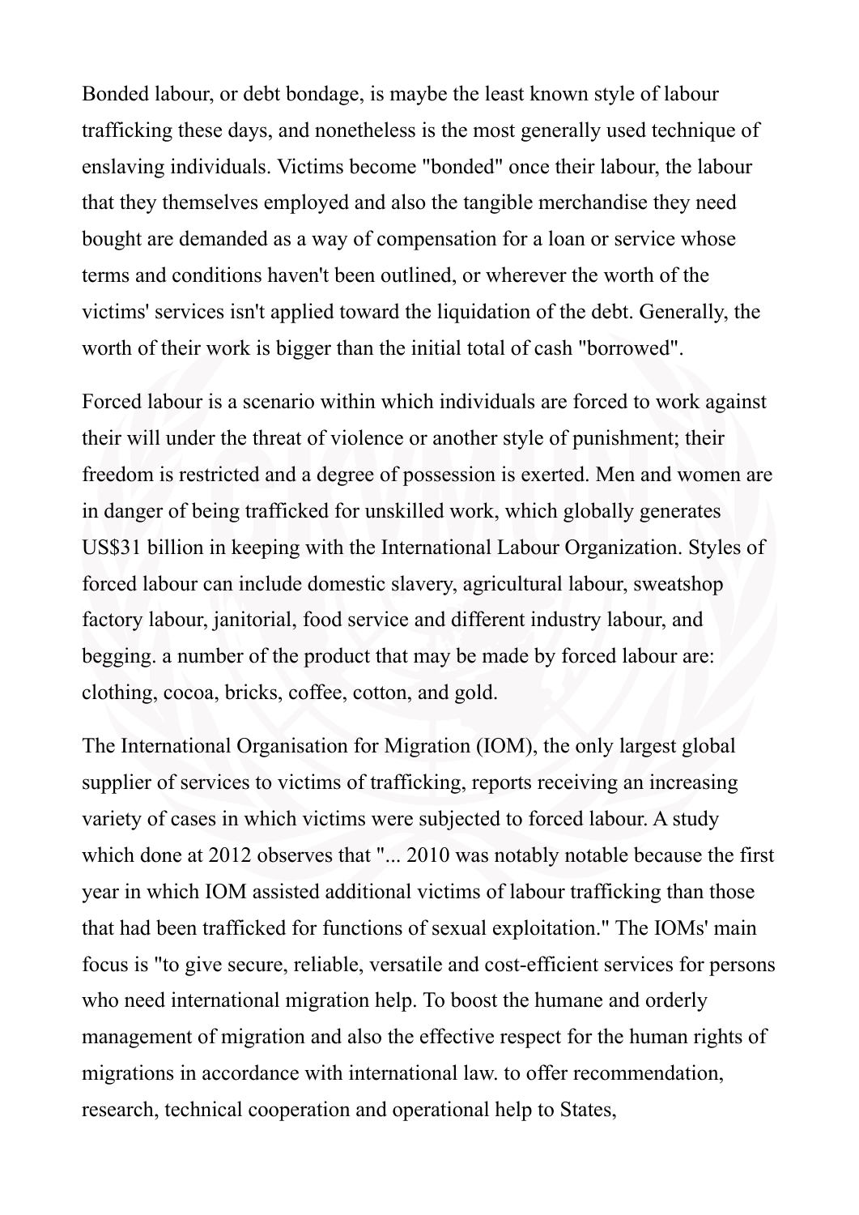Bonded labour, or debt bondage, is maybe the least known style of labour trafficking these days, and nonetheless is the most generally used technique of enslaving individuals. Victims become "bonded" once their labour, the labour that they themselves employed and also the tangible merchandise they need bought are demanded as a way of compensation for a loan or service whose terms and conditions haven't been outlined, or wherever the worth of the victims' services isn't applied toward the liquidation of the debt. Generally, the worth of their work is bigger than the initial total of cash "borrowed".

Forced labour is a scenario within which individuals are forced to work against their will under the threat of violence or another style of punishment; their freedom is restricted and a degree of possession is exerted. Men and women are in danger of being trafficked for unskilled work, which globally generates US$31 billion in keeping with the International Labour Organization. Styles of forced labour can include domestic slavery, agricultural labour, sweatshop factory labour, janitorial, food service and different industry labour, and begging. a number of the product that may be made by forced labour are: clothing, cocoa, bricks, coffee, cotton, and gold.

The International Organisation for Migration (IOM), the only largest global supplier of services to victims of trafficking, reports receiving an increasing variety of cases in which victims were subjected to forced labour. A study which done at 2012 observes that "... 2010 was notably notable because the first year in which IOM assisted additional victims of labour trafficking than those that had been trafficked for functions of sexual exploitation." The IOMs' main focus is "to give secure, reliable, versatile and cost-efficient services for persons who need international migration help. To boost the humane and orderly management of migration and also the effective respect for the human rights of migrations in accordance with international law. to offer recommendation, research, technical cooperation and operational help to States,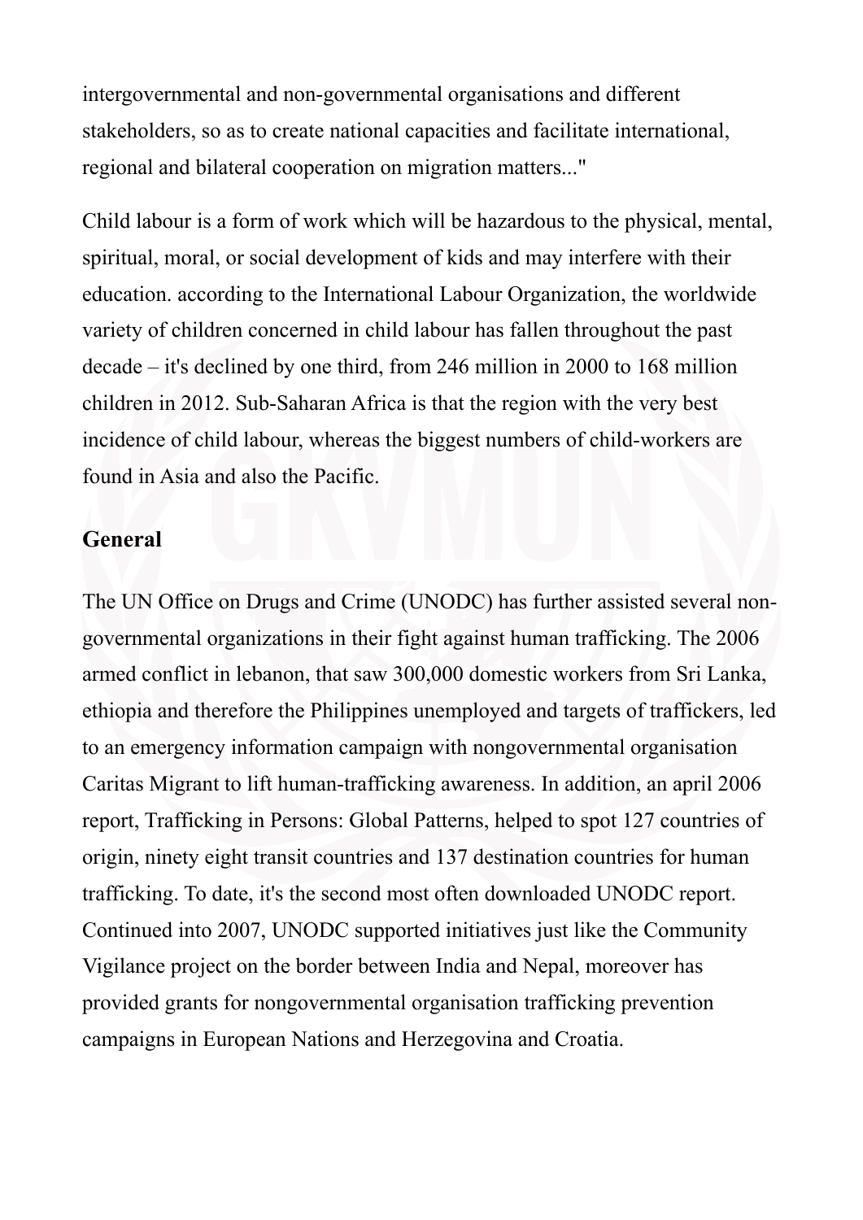intergovernmental and non-governmental organisations and different stakeholders, so as to create national capacities and facilitate international, regional and bilateral cooperation on migration matters..."

Child labour is a form of work which will be hazardous to the physical, mental, spiritual, moral, or social development of kids and may interfere with their education. according to the International Labour Organization, the worldwide variety of children concerned in child labour has fallen throughout the past decade – it's declined by one third, from 246 million in 2000 to 168 million children in 2012. Sub-Saharan Africa is that the region with the very best incidence of child labour, whereas the biggest numbers of child-workers are found in Asia and also the Pacific.

## General

The UN Office on Drugs and Crime (UNODC) has further assisted several non-governmental organizations in their fight against human trafficking. The 2006 armed conflict in lebanon, that saw 300,000 domestic workers from Sri Lanka, ethiopia and therefore the Philippines unemployed and targets of traffickers, led to an emergency information campaign with nongovernmental organisation Caritas Migrant to lift human-trafficking awareness. In addition, an april 2006 report, Trafficking in Persons: Global Patterns, helped to spot 127 countries of origin, ninety eight transit countries and 137 destination countries for human trafficking. To date, it's the second most often downloaded UNODC report. Continued into 2007, UNODC supported initiatives just like the Community Vigilance project on the border between India and Nepal, moreover has provided grants for nongovernmental organisation trafficking prevention campaigns in European Nations and Herzegovina and Croatia.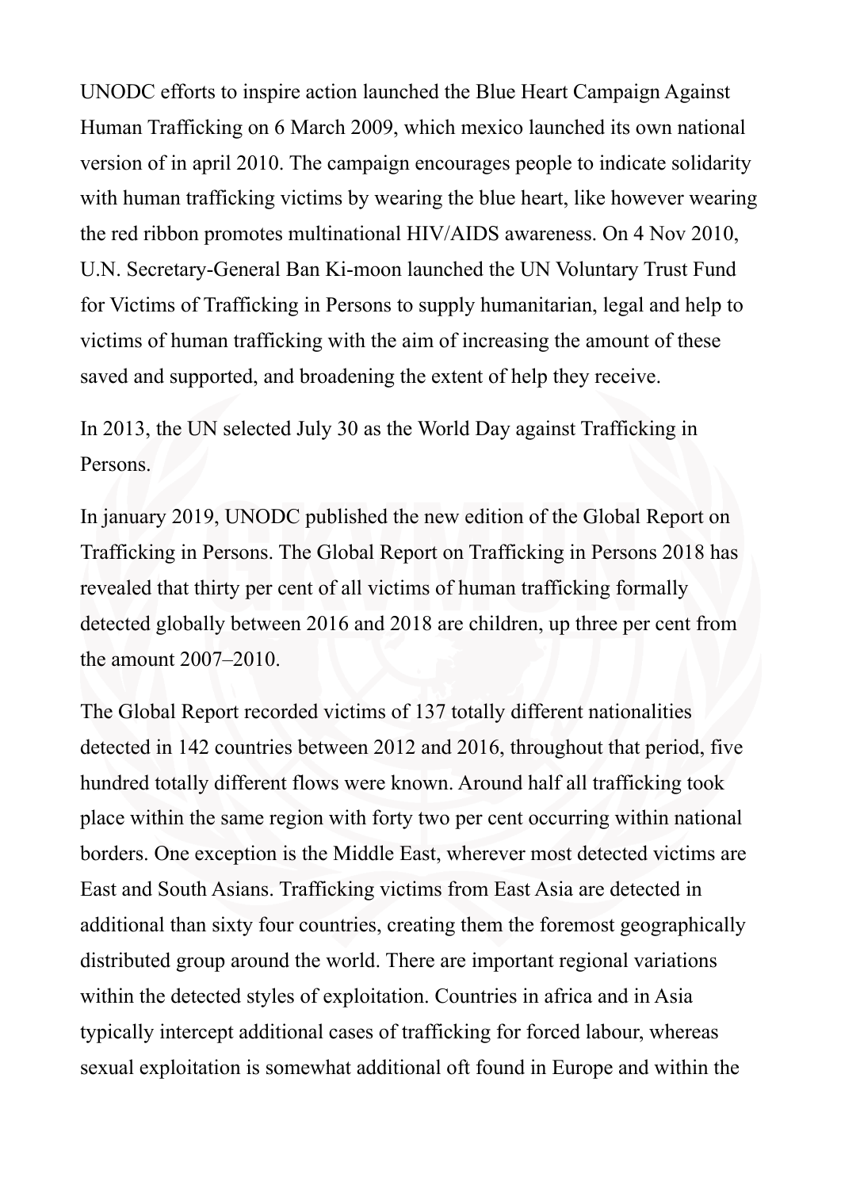UNODC efforts to inspire action launched the Blue Heart Campaign Against Human Trafficking on 6 March 2009, which mexico launched its own national version of in april 2010. The campaign encourages people to indicate solidarity with human trafficking victims by wearing the blue heart, like however wearing the red ribbon promotes multinational HIV/AIDS awareness. On 4 Nov 2010, U.N. Secretary-General Ban Ki-moon launched the UN Voluntary Trust Fund for Victims of Trafficking in Persons to supply humanitarian, legal and help to victims of human trafficking with the aim of increasing the amount of these saved and supported, and broadening the extent of help they receive.

In 2013, the UN selected July 30 as the World Day against Trafficking in Persons.

In january 2019, UNODC published the new edition of the Global Report on Trafficking in Persons. The Global Report on Trafficking in Persons 2018 has revealed that thirty per cent of all victims of human trafficking formally detected globally between 2016 and 2018 are children, up three per cent from the amount 2007–2010.

The Global Report recorded victims of 137 totally different nationalities detected in 142 countries between 2012 and 2016, throughout that period, five hundred totally different flows were known. Around half all trafficking took place within the same region with forty two per cent occurring within national borders. One exception is the Middle East, wherever most detected victims are East and South Asians. Trafficking victims from East Asia are detected in additional than sixty four countries, creating them the foremost geographically distributed group around the world. There are important regional variations within the detected styles of exploitation. Countries in africa and in Asia typically intercept additional cases of trafficking for forced labour, whereas sexual exploitation is somewhat additional oft found in Europe and within the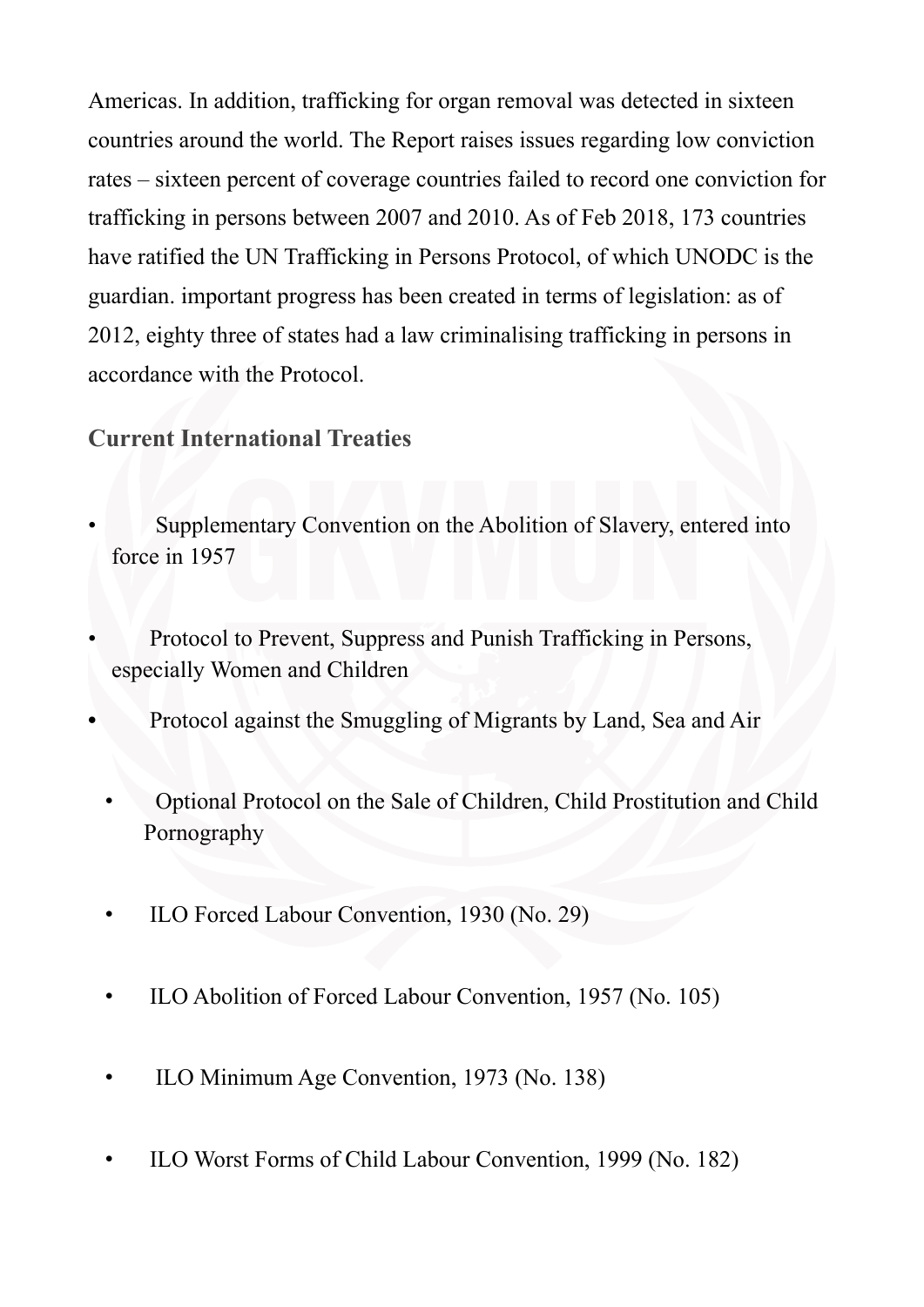Americas. In addition, trafficking for organ removal was detected in sixteen countries around the world. The Report raises issues regarding low conviction rates – sixteen percent of coverage countries failed to record one conviction for trafficking in persons between 2007 and 2010. As of Feb 2018, 173 countries have ratified the UN Trafficking in Persons Protocol, of which UNODC is the guardian. important progress has been created in terms of legislation: as of 2012, eighty three of states had a law criminalising trafficking in persons in accordance with the Protocol.

### Current International Treaties

- Supplementary Convention on the Abolition of Slavery, entered into force in 1957
- Protocol to Prevent, Suppress and Punish Trafficking in Persons, especially Women and Children
- Protocol against the Smuggling of Migrants by Land, Sea and Air
- Optional Protocol on the Sale of Children, Child Prostitution and Child Pornography
- ILO Forced Labour Convention, 1930 (No. 29)
- ILO Abolition of Forced Labour Convention, 1957 (No. 105)
- ILO Minimum Age Convention, 1973 (No. 138)
- ILO Worst Forms of Child Labour Convention, 1999 (No. 182)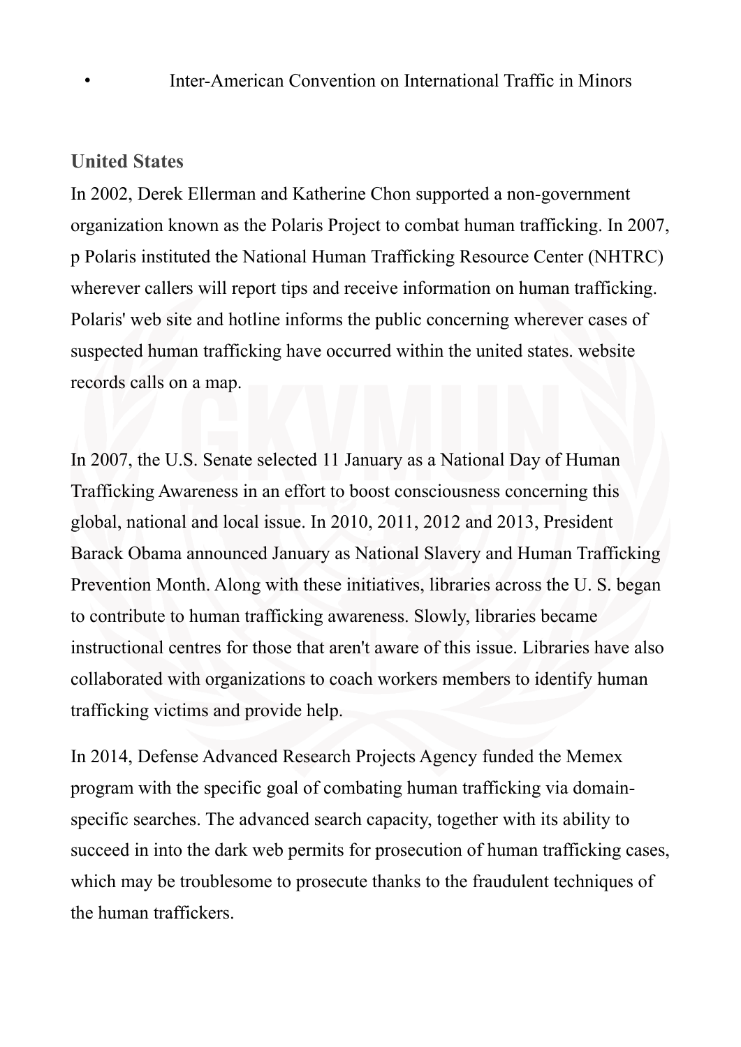- Inter-American Convention on International Traffic in Minors

### United States

In 2002, Derek Ellerman and Katherine Chon supported a non-government organization known as the Polaris Project to combat human trafficking. In 2007, p Polaris instituted the National Human Trafficking Resource Center (NHTRC) wherever callers will report tips and receive information on human trafficking. Polaris' web site and hotline informs the public concerning wherever cases of suspected human trafficking have occurred within the united states. website records calls on a map.

In 2007, the U.S. Senate selected 11 January as a National Day of Human Trafficking Awareness in an effort to boost consciousness concerning this global, national and local issue. In 2010, 2011, 2012 and 2013, President Barack Obama announced January as National Slavery and Human Trafficking Prevention Month. Along with these initiatives, libraries across the U. S. began to contribute to human trafficking awareness. Slowly, libraries became instructional centres for those that aren't aware of this issue. Libraries have also collaborated with organizations to coach workers members to identify human trafficking victims and provide help.

In 2014, Defense Advanced Research Projects Agency funded the Memex program with the specific goal of combating human trafficking via domain-specific searches. The advanced search capacity, together with its ability to succeed in into the dark web permits for prosecution of human trafficking cases, which may be troublesome to prosecute thanks to the fraudulent techniques of the human traffickers.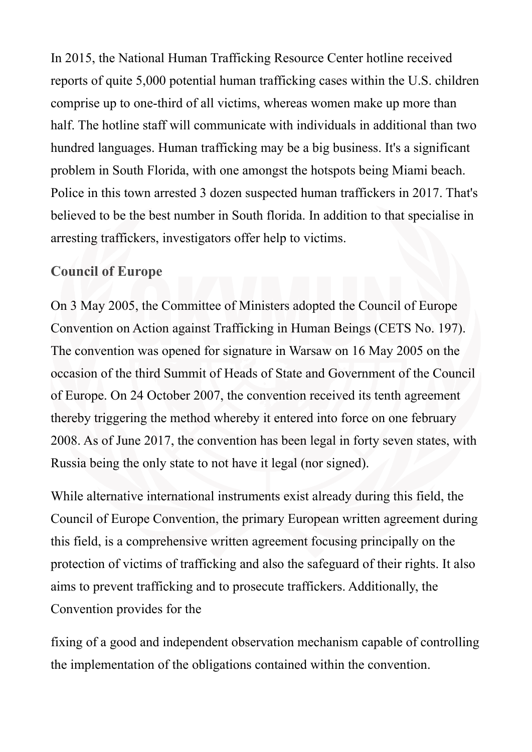In 2015, the National Human Trafficking Resource Center hotline received reports of quite 5,000 potential human trafficking cases within the U.S. children comprise up to one-third of all victims, whereas women make up more than half. The hotline staff will communicate with individuals in additional than two hundred languages. Human trafficking may be a big business. It's a significant problem in South Florida, with one amongst the hotspots being Miami beach. Police in this town arrested 3 dozen suspected human traffickers in 2017. That's believed to be the best number in South florida. In addition to that specialise in arresting traffickers, investigators offer help to victims.

### Council of Europe

On 3 May 2005, the Committee of Ministers adopted the Council of Europe Convention on Action against Trafficking in Human Beings (CETS No. 197). The convention was opened for signature in Warsaw on 16 May 2005 on the occasion of the third Summit of Heads of State and Government of the Council of Europe. On 24 October 2007, the convention received its tenth agreement thereby triggering the method whereby it entered into force on one february 2008. As of June 2017, the convention has been legal in forty seven states, with Russia being the only state to not have it legal (nor signed).

While alternative international instruments exist already during this field, the Council of Europe Convention, the primary European written agreement during this field, is a comprehensive written agreement focusing principally on the protection of victims of trafficking and also the safeguard of their rights. It also aims to prevent trafficking and to prosecute traffickers. Additionally, the Convention provides for the

fixing of a good and independent observation mechanism capable of controlling the implementation of the obligations contained within the convention.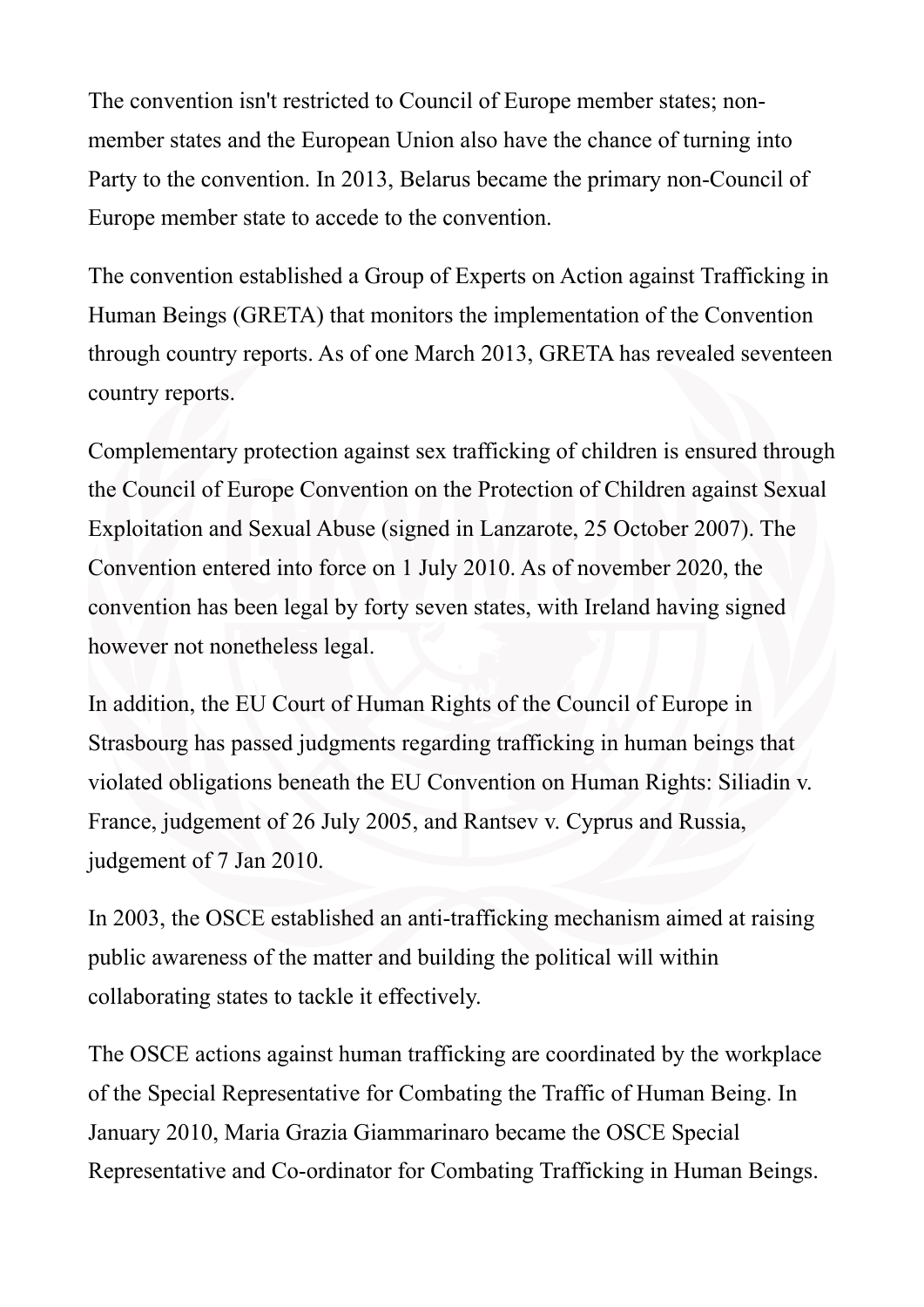The convention isn't restricted to Council of Europe member states; non-member states and the European Union also have the chance of turning into Party to the convention. In 2013, Belarus became the primary non-Council of Europe member state to accede to the convention.

The convention established a Group of Experts on Action against Trafficking in Human Beings (GRETA) that monitors the implementation of the Convention through country reports. As of one March 2013, GRETA has revealed seventeen country reports.

Complementary protection against sex trafficking of children is ensured through the Council of Europe Convention on the Protection of Children against Sexual Exploitation and Sexual Abuse (signed in Lanzarote, 25 October 2007). The Convention entered into force on 1 July 2010. As of november 2020, the convention has been legal by forty seven states, with Ireland having signed however not nonetheless legal.

In addition, the EU Court of Human Rights of the Council of Europe in Strasbourg has passed judgments regarding trafficking in human beings that violated obligations beneath the EU Convention on Human Rights: Siliadin v. France, judgement of 26 July 2005, and Rantsev v. Cyprus and Russia, judgement of 7 Jan 2010.

In 2003, the OSCE established an anti-trafficking mechanism aimed at raising public awareness of the matter and building the political will within collaborating states to tackle it effectively.

The OSCE actions against human trafficking are coordinated by the workplace of the Special Representative for Combating the Traffic of Human Being. In January 2010, Maria Grazia Giammarinaro became the OSCE Special Representative and Co-ordinator for Combating Trafficking in Human Beings.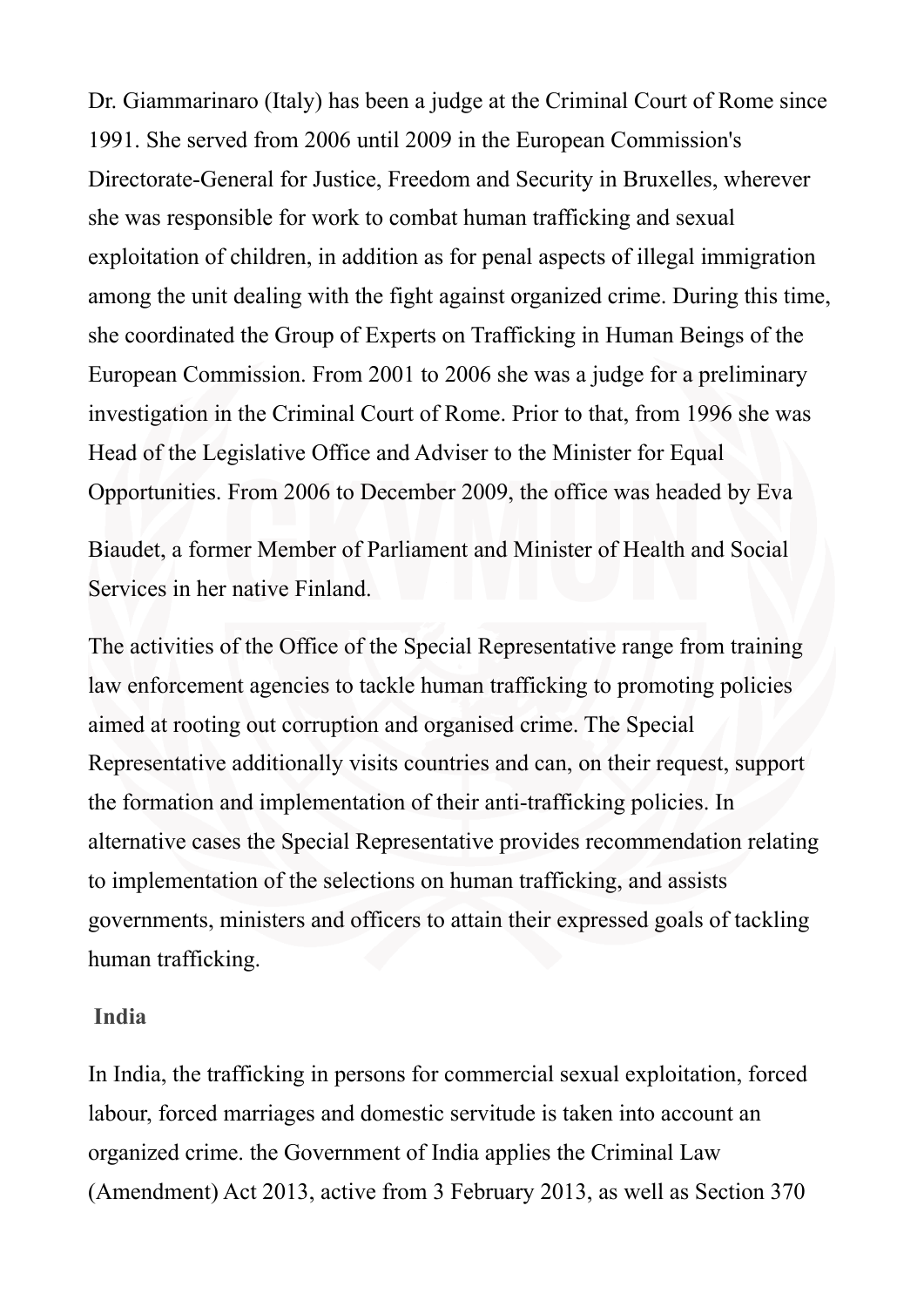Dr. Giammarinaro (Italy) has been a judge at the Criminal Court of Rome since 1991. She served from 2006 until 2009 in the European Commission's Directorate-General for Justice, Freedom and Security in Bruxelles, wherever she was responsible for work to combat human trafficking and sexual exploitation of children, in addition as for penal aspects of illegal immigration among the unit dealing with the fight against organized crime. During this time, she coordinated the Group of Experts on Trafficking in Human Beings of the European Commission. From 2001 to 2006 she was a judge for a preliminary investigation in the Criminal Court of Rome. Prior to that, from 1996 she was Head of the Legislative Office and Adviser to the Minister for Equal Opportunities. From 2006 to December 2009, the office was headed by Eva

Biaudet, a former Member of Parliament and Minister of Health and Social Services in her native Finland.

The activities of the Office of the Special Representative range from training law enforcement agencies to tackle human trafficking to promoting policies aimed at rooting out corruption and organised crime. The Special Representative additionally visits countries and can, on their request, support the formation and implementation of their anti-trafficking policies. In alternative cases the Special Representative provides recommendation relating to implementation of the selections on human trafficking, and assists governments, ministers and officers to attain their expressed goals of tackling human trafficking.

**India**

In India, the trafficking in persons for commercial sexual exploitation, forced labour, forced marriages and domestic servitude is taken into account an organized crime. the Government of India applies the Criminal Law (Amendment) Act 2013, active from 3 February 2013, as well as Section 370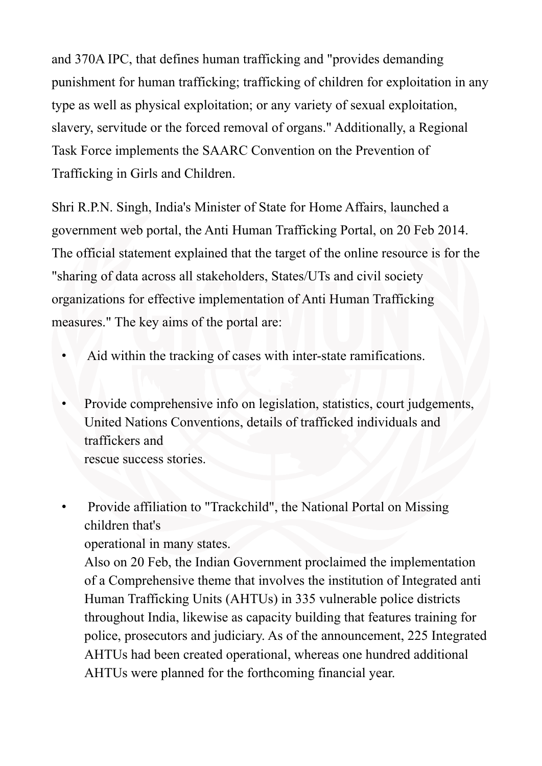and 370A IPC, that defines human trafficking and "provides demanding punishment for human trafficking; trafficking of children for exploitation in any type as well as physical exploitation; or any variety of sexual exploitation, slavery, servitude or the forced removal of organs." Additionally, a Regional Task Force implements the SAARC Convention on the Prevention of Trafficking in Girls and Children.

Shri R.P.N. Singh, India's Minister of State for Home Affairs, launched a government web portal, the Anti Human Trafficking Portal, on 20 Feb 2014. The official statement explained that the target of the online resource is for the "sharing of data across all stakeholders, States/UTs and civil society organizations for effective implementation of Anti Human Trafficking measures." The key aims of the portal are:

- Aid within the tracking of cases with inter-state ramifications.
- Provide comprehensive info on legislation, statistics, court judgements, United Nations Conventions, details of trafficked individuals and traffickers and rescue success stories.
- Provide affiliation to "Trackchild", the National Portal on Missing children that's operational in many states.

  Also on 20 Feb, the Indian Government proclaimed the implementation of a Comprehensive theme that involves the institution of Integrated anti Human Trafficking Units (AHTUs) in 335 vulnerable police districts throughout India, likewise as capacity building that features training for police, prosecutors and judiciary. As of the announcement, 225 Integrated AHTUs had been created operational, whereas one hundred additional AHTUs were planned for the forthcoming financial year.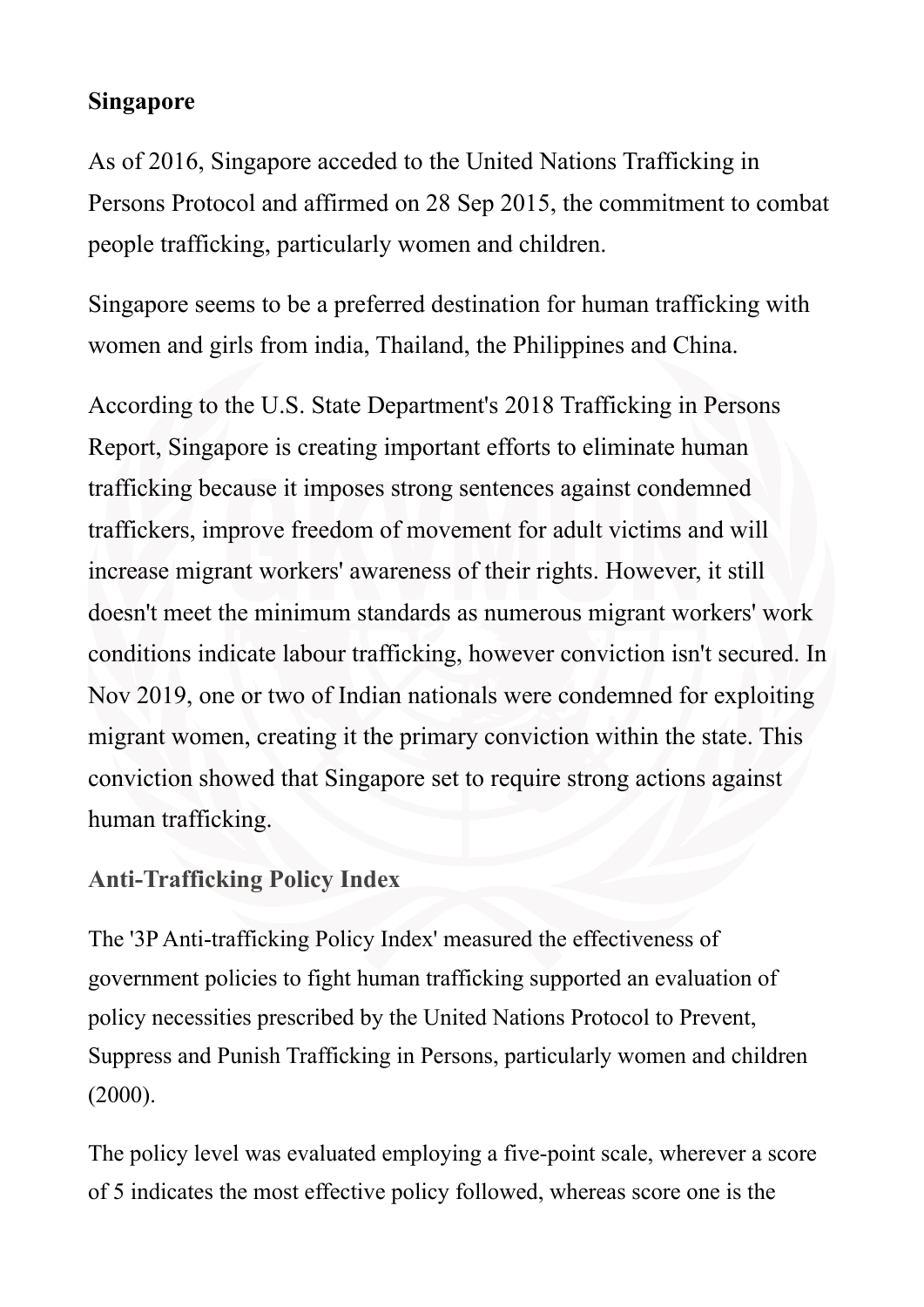**Singapore**

As of 2016, Singapore acceded to the United Nations Trafficking in Persons Protocol and affirmed on 28 Sep 2015, the commitment to combat people trafficking, particularly women and children.

Singapore seems to be a preferred destination for human trafficking with women and girls from india, Thailand, the Philippines and China.

According to the U.S. State Department's 2018 Trafficking in Persons Report, Singapore is creating important efforts to eliminate human trafficking because it imposes strong sentences against condemned traffickers, improve freedom of movement for adult victims and will increase migrant workers' awareness of their rights. However, it still doesn't meet the minimum standards as numerous migrant workers' work conditions indicate labour trafficking, however conviction isn't secured. In Nov 2019, one or two of Indian nationals were condemned for exploiting migrant women, creating it the primary conviction within the state. This conviction showed that Singapore set to require strong actions against human trafficking.

**Anti-Trafficking Policy Index**

The '3P Anti-trafficking Policy Index' measured the effectiveness of government policies to fight human trafficking supported an evaluation of policy necessities prescribed by the United Nations Protocol to Prevent, Suppress and Punish Trafficking in Persons, particularly women and children (2000).

The policy level was evaluated employing a five-point scale, wherever a score of 5 indicates the most effective policy followed, whereas score one is the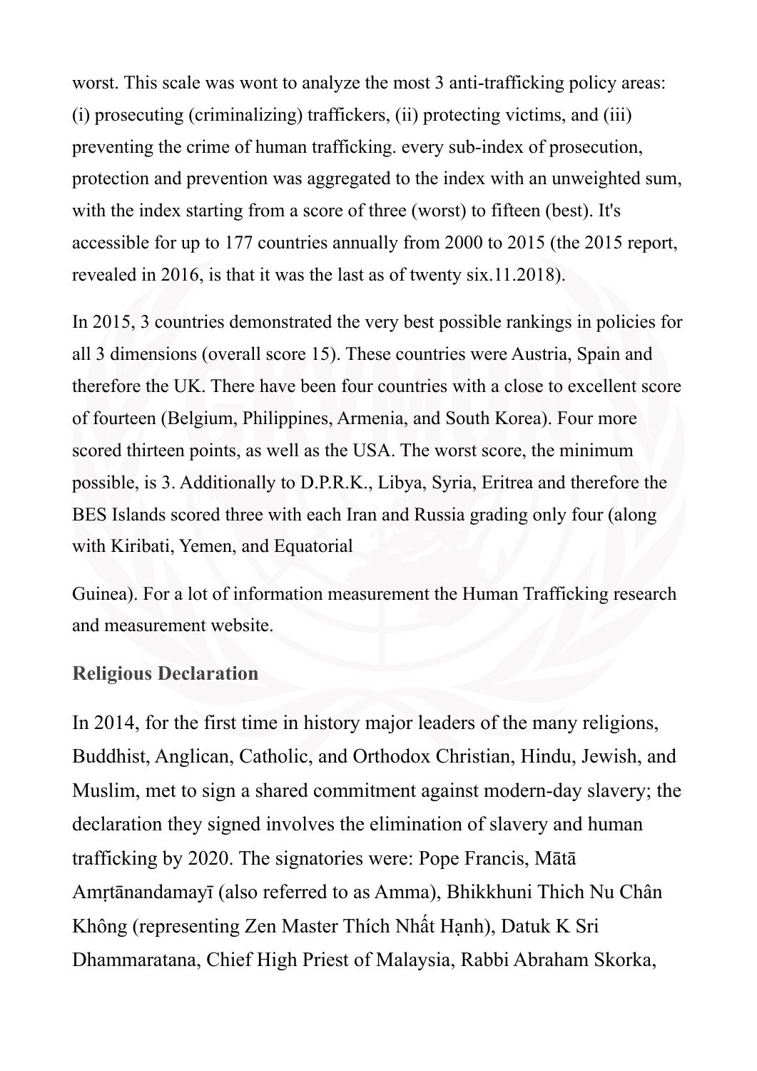worst. This scale was wont to analyze the most 3 anti-trafficking policy areas: (i) prosecuting (criminalizing) traffickers, (ii) protecting victims, and (iii) preventing the crime of human trafficking. every sub-index of prosecution, protection and prevention was aggregated to the index with an unweighted sum, with the index starting from a score of three (worst) to fifteen (best). It's accessible for up to 177 countries annually from 2000 to 2015 (the 2015 report, revealed in 2016, is that it was the last as of twenty six.11.2018).

In 2015, 3 countries demonstrated the very best possible rankings in policies for all 3 dimensions (overall score 15). These countries were Austria, Spain and therefore the UK. There have been four countries with a close to excellent score of fourteen (Belgium, Philippines, Armenia, and South Korea). Four more scored thirteen points, as well as the USA. The worst score, the minimum possible, is 3. Additionally to D.P.R.K., Libya, Syria, Eritrea and therefore the BES Islands scored three with each Iran and Russia grading only four (along with Kiribati, Yemen, and Equatorial

Guinea). For a lot of information measurement the Human Trafficking research and measurement website.

**Religious Declaration**

In 2014, for the first time in history major leaders of the many religions, Buddhist, Anglican, Catholic, and Orthodox Christian, Hindu, Jewish, and Muslim, met to sign a shared commitment against modern-day slavery; the declaration they signed involves the elimination of slavery and human trafficking by 2020. The signatories were: Pope Francis, Mātā Amṛtānandamayī (also referred to as Amma), Bhikkhuni Thich Nu Chân Không (representing Zen Master Thích Nhất Hạnh), Datuk K Sri Dhammaratana, Chief High Priest of Malaysia, Rabbi Abraham Skorka,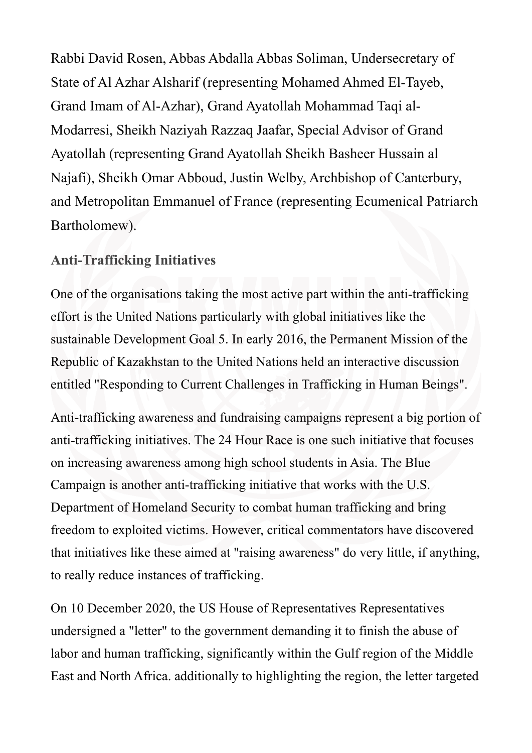Rabbi David Rosen, Abbas Abdalla Abbas Soliman, Undersecretary of State of Al Azhar Alsharif (representing Mohamed Ahmed El-Tayeb, Grand Imam of Al-Azhar), Grand Ayatollah Mohammad Taqi al-Modarresi, Sheikh Naziyah Razzaq Jaafar, Special Advisor of Grand Ayatollah (representing Grand Ayatollah Sheikh Basheer Hussain al Najafi), Sheikh Omar Abboud, Justin Welby, Archbishop of Canterbury, and Metropolitan Emmanuel of France (representing Ecumenical Patriarch Bartholomew).

### Anti-Trafficking Initiatives

One of the organisations taking the most active part within the anti-trafficking effort is the United Nations particularly with global initiatives like the sustainable Development Goal 5. In early 2016, the Permanent Mission of the Republic of Kazakhstan to the United Nations held an interactive discussion entitled "Responding to Current Challenges in Trafficking in Human Beings".

Anti-trafficking awareness and fundraising campaigns represent a big portion of anti-trafficking initiatives. The 24 Hour Race is one such initiative that focuses on increasing awareness among high school students in Asia. The Blue Campaign is another anti-trafficking initiative that works with the U.S. Department of Homeland Security to combat human trafficking and bring freedom to exploited victims. However, critical commentators have discovered that initiatives like these aimed at "raising awareness" do very little, if anything, to really reduce instances of trafficking.

On 10 December 2020, the US House of Representatives Representatives undersigned a "letter" to the government demanding it to finish the abuse of labor and human trafficking, significantly within the Gulf region of the Middle East and North Africa. additionally to highlighting the region, the letter targeted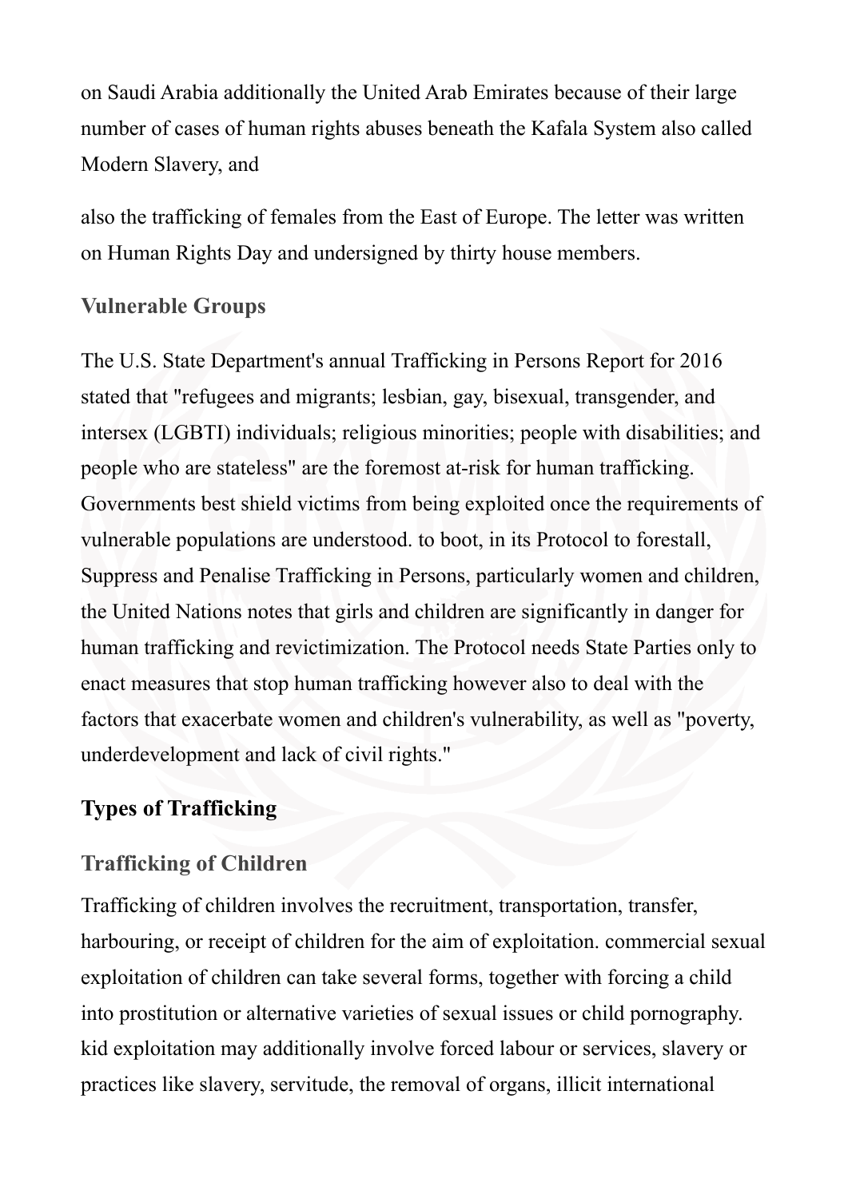on Saudi Arabia additionally the United Arab Emirates because of their large number of cases of human rights abuses beneath the Kafala System also called Modern Slavery, and

also the trafficking of females from the East of Europe. The letter was written on Human Rights Day and undersigned by thirty house members.

### Vulnerable Groups

The U.S. State Department's annual Trafficking in Persons Report for 2016 stated that "refugees and migrants; lesbian, gay, bisexual, transgender, and intersex (LGBTI) individuals; religious minorities; people with disabilities; and people who are stateless" are the foremost at-risk for human trafficking. Governments best shield victims from being exploited once the requirements of vulnerable populations are understood. to boot, in its Protocol to forestall, Suppress and Penalise Trafficking in Persons, particularly women and children, the United Nations notes that girls and children are significantly in danger for human trafficking and revictimization. The Protocol needs State Parties only to enact measures that stop human trafficking however also to deal with the factors that exacerbate women and children's vulnerability, as well as "poverty, underdevelopment and lack of civil rights."

## Types of Trafficking

### Trafficking of Children

Trafficking of children involves the recruitment, transportation, transfer, harbouring, or receipt of children for the aim of exploitation. commercial sexual exploitation of children can take several forms, together with forcing a child into prostitution or alternative varieties of sexual issues or child pornography. kid exploitation may additionally involve forced labour or services, slavery or practices like slavery, servitude, the removal of organs, illicit international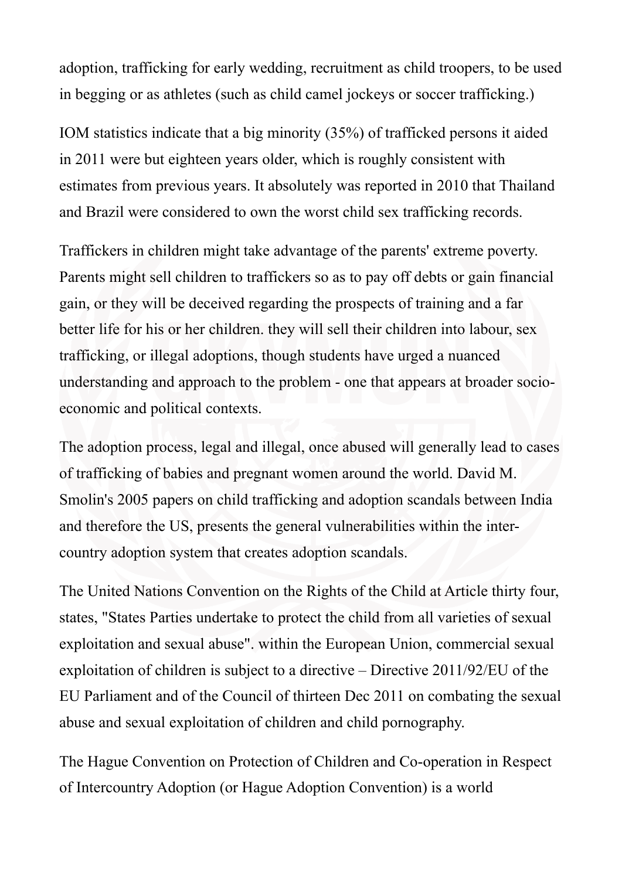adoption, trafficking for early wedding, recruitment as child troopers, to be used in begging or as athletes (such as child camel jockeys or soccer trafficking.)

IOM statistics indicate that a big minority (35%) of trafficked persons it aided in 2011 were but eighteen years older, which is roughly consistent with estimates from previous years. It absolutely was reported in 2010 that Thailand and Brazil were considered to own the worst child sex trafficking records.

Traffickers in children might take advantage of the parents' extreme poverty. Parents might sell children to traffickers so as to pay off debts or gain financial gain, or they will be deceived regarding the prospects of training and a far better life for his or her children. they will sell their children into labour, sex trafficking, or illegal adoptions, though students have urged a nuanced understanding and approach to the problem - one that appears at broader socio-economic and political contexts.

The adoption process, legal and illegal, once abused will generally lead to cases of trafficking of babies and pregnant women around the world. David M. Smolin's 2005 papers on child trafficking and adoption scandals between India and therefore the US, presents the general vulnerabilities within the inter-country adoption system that creates adoption scandals.

The United Nations Convention on the Rights of the Child at Article thirty four, states, "States Parties undertake to protect the child from all varieties of sexual exploitation and sexual abuse". within the European Union, commercial sexual exploitation of children is subject to a directive – Directive 2011/92/EU of the EU Parliament and of the Council of thirteen Dec 2011 on combating the sexual abuse and sexual exploitation of children and child pornography.

The Hague Convention on Protection of Children and Co-operation in Respect of Intercountry Adoption (or Hague Adoption Convention) is a world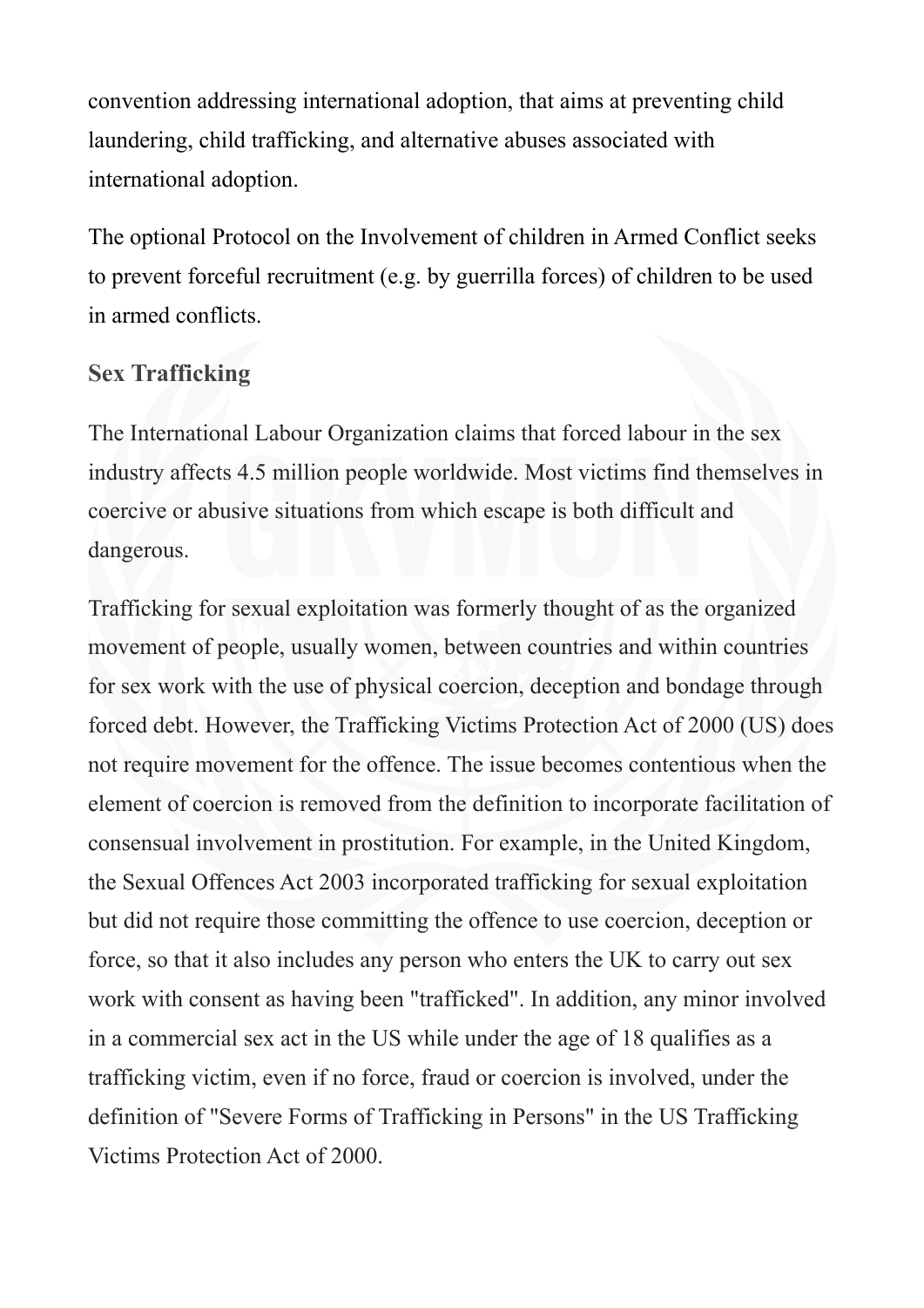convention addressing international adoption, that aims at preventing child laundering, child trafficking, and alternative abuses associated with international adoption.

The optional Protocol on the Involvement of children in Armed Conflict seeks to prevent forceful recruitment (e.g. by guerrilla forces) of children to be used in armed conflicts.

### Sex Trafficking

The International Labour Organization claims that forced labour in the sex industry affects 4.5 million people worldwide. Most victims find themselves in coercive or abusive situations from which escape is both difficult and dangerous.

Trafficking for sexual exploitation was formerly thought of as the organized movement of people, usually women, between countries and within countries for sex work with the use of physical coercion, deception and bondage through forced debt. However, the Trafficking Victims Protection Act of 2000 (US) does not require movement for the offence. The issue becomes contentious when the element of coercion is removed from the definition to incorporate facilitation of consensual involvement in prostitution. For example, in the United Kingdom, the Sexual Offences Act 2003 incorporated trafficking for sexual exploitation but did not require those committing the offence to use coercion, deception or force, so that it also includes any person who enters the UK to carry out sex work with consent as having been "trafficked". In addition, any minor involved in a commercial sex act in the US while under the age of 18 qualifies as a trafficking victim, even if no force, fraud or coercion is involved, under the definition of "Severe Forms of Trafficking in Persons" in the US Trafficking Victims Protection Act of 2000.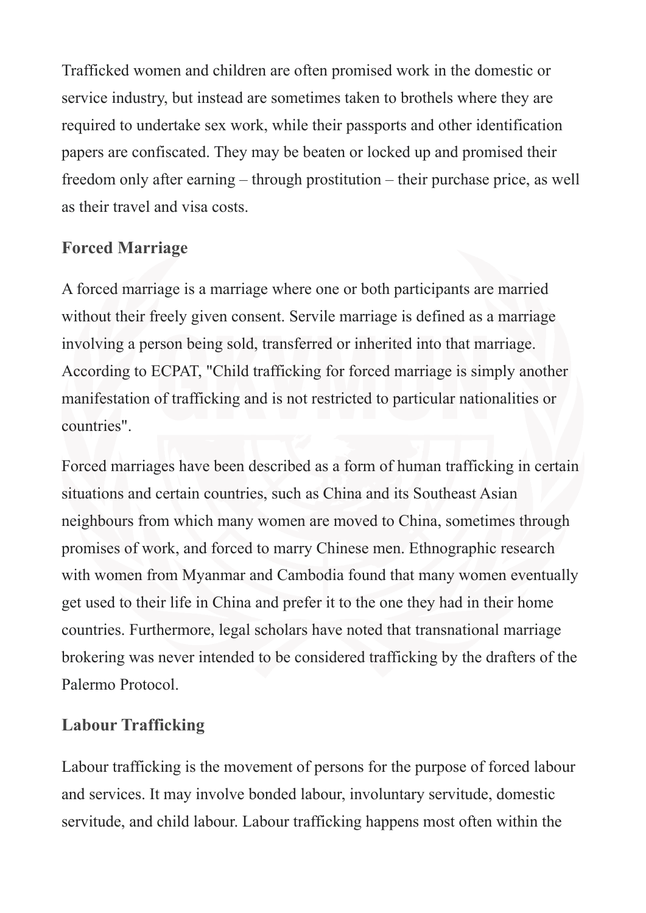Trafficked women and children are often promised work in the domestic or service industry, but instead are sometimes taken to brothels where they are required to undertake sex work, while their passports and other identification papers are confiscated. They may be beaten or locked up and promised their freedom only after earning – through prostitution – their purchase price, as well as their travel and visa costs.

## Forced Marriage

A forced marriage is a marriage where one or both participants are married without their freely given consent. Servile marriage is defined as a marriage involving a person being sold, transferred or inherited into that marriage. According to ECPAT, "Child trafficking for forced marriage is simply another manifestation of trafficking and is not restricted to particular nationalities or countries".

Forced marriages have been described as a form of human trafficking in certain situations and certain countries, such as China and its Southeast Asian neighbours from which many women are moved to China, sometimes through promises of work, and forced to marry Chinese men. Ethnographic research with women from Myanmar and Cambodia found that many women eventually get used to their life in China and prefer it to the one they had in their home countries. Furthermore, legal scholars have noted that transnational marriage brokering was never intended to be considered trafficking by the drafters of the Palermo Protocol.

## Labour Trafficking

Labour trafficking is the movement of persons for the purpose of forced labour and services. It may involve bonded labour, involuntary servitude, domestic servitude, and child labour. Labour trafficking happens most often within the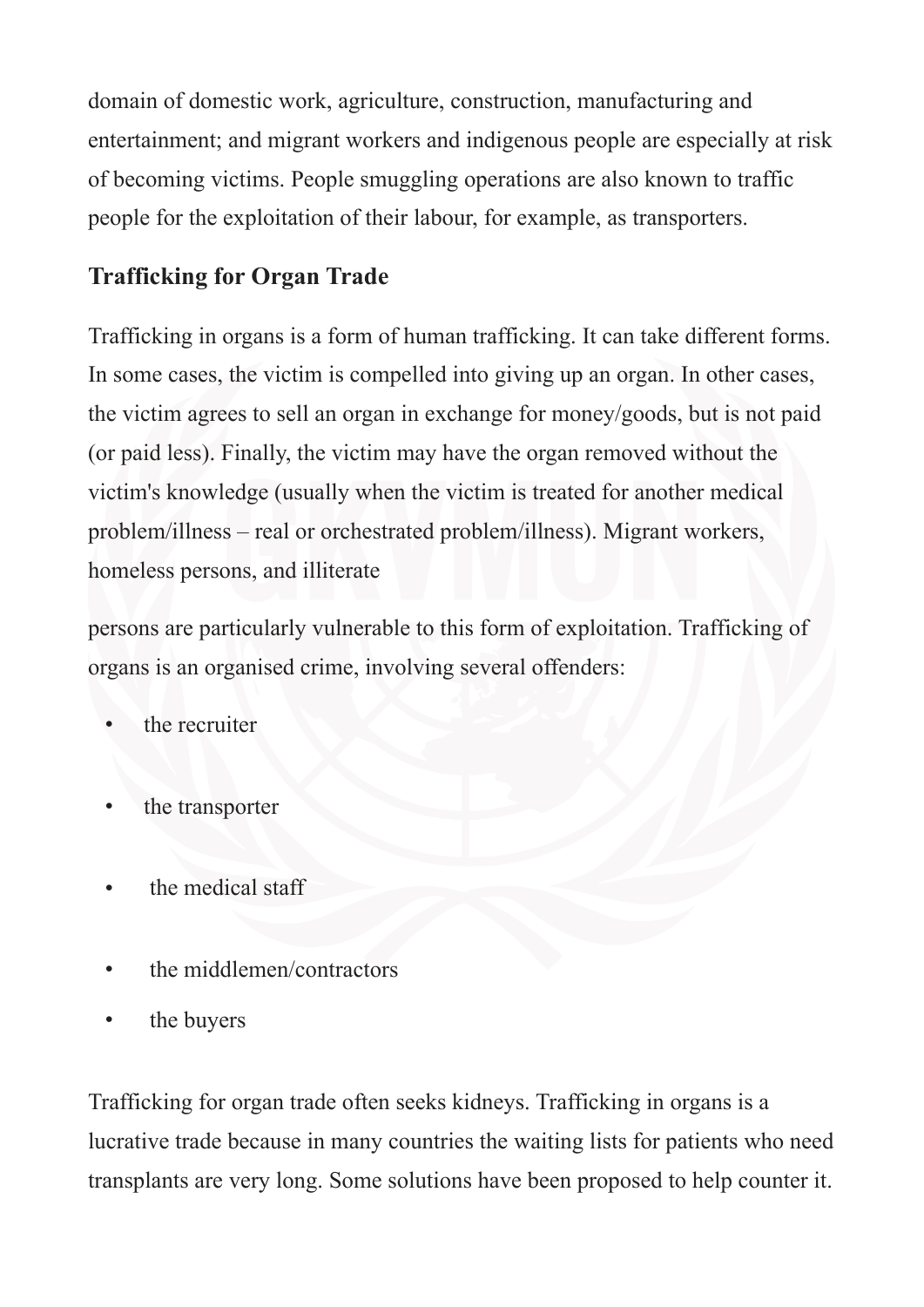domain of domestic work, agriculture, construction, manufacturing and entertainment; and migrant workers and indigenous people are especially at risk of becoming victims. People smuggling operations are also known to traffic people for the exploitation of their labour, for example, as transporters.

## Trafficking for Organ Trade

Trafficking in organs is a form of human trafficking. It can take different forms. In some cases, the victim is compelled into giving up an organ. In other cases, the victim agrees to sell an organ in exchange for money/goods, but is not paid (or paid less). Finally, the victim may have the organ removed without the victim's knowledge (usually when the victim is treated for another medical problem/illness – real or orchestrated problem/illness). Migrant workers, homeless persons, and illiterate

persons are particularly vulnerable to this form of exploitation. Trafficking of organs is an organised crime, involving several offenders:

- the recruiter
- the transporter
- the medical staff
- the middlemen/contractors
- the buyers

Trafficking for organ trade often seeks kidneys. Trafficking in organs is a lucrative trade because in many countries the waiting lists for patients who need transplants are very long. Some solutions have been proposed to help counter it.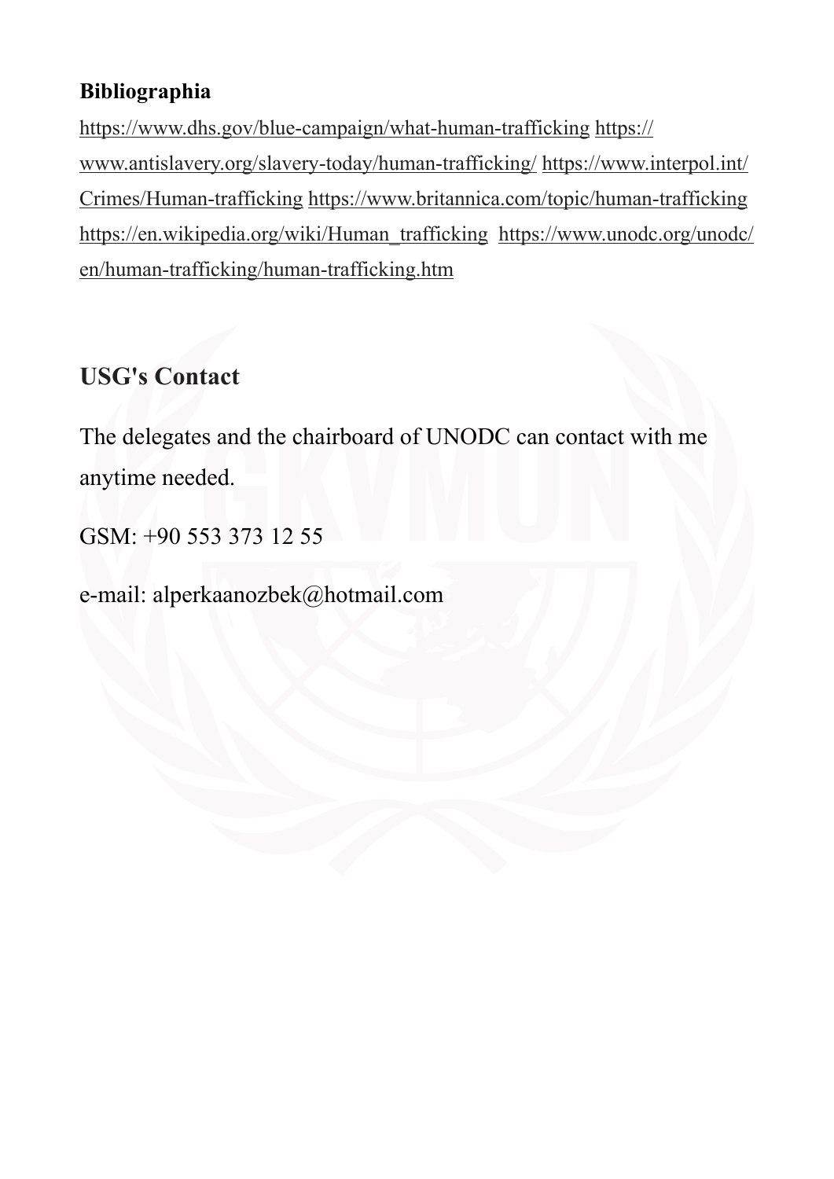**Bibliographia**

https://www.dhs.gov/blue-campaign/what-human-trafficking https://www.antislavery.org/slavery-today/human-trafficking/ https://www.interpol.int/Crimes/Human-trafficking https://www.britannica.com/topic/human-trafficking https://en.wikipedia.org/wiki/Human_trafficking https://www.unodc.org/unodc/en/human-trafficking/human-trafficking.htm

## USG's Contact

The delegates and the chairboard of UNODC can contact with me anytime needed.

GSM: +90 553 373 12 55

e-mail: alperkaanozbek@hotmail.com